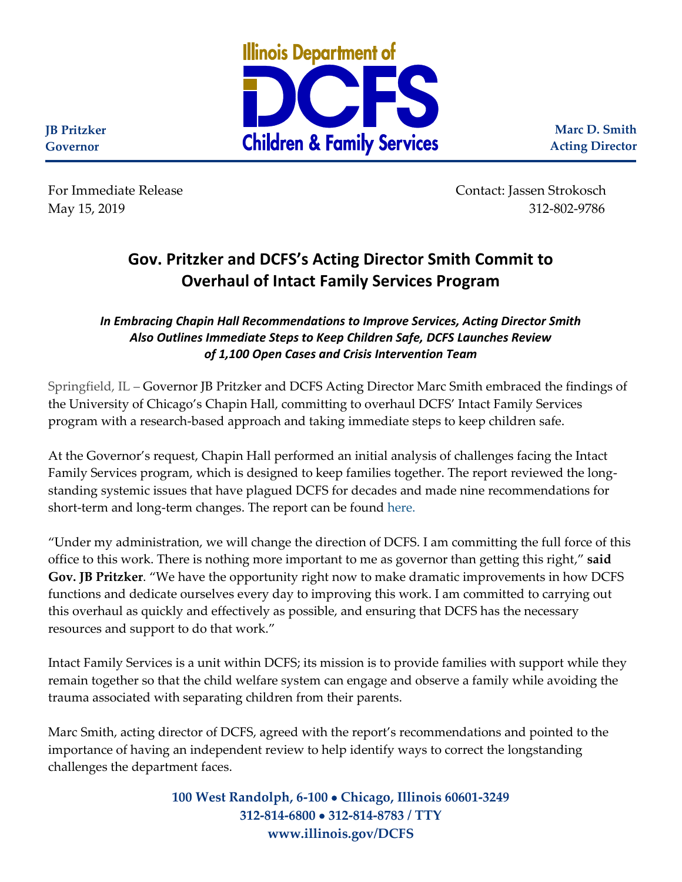Illinois Department of DCFS Children & Family Services

**JB Pritzker**
**Governor**

**Marc D. Smith**
**Acting Director**

For Immediate Release
May 15, 2019

Contact: Jassen Strokosch
312-802-9786

# Gov. Pritzker and DCFS's Acting Director Smith Commit to Overhaul of Intact Family Services Program

***In Embracing Chapin Hall Recommendations to Improve Services, Acting Director Smith Also Outlines Immediate Steps to Keep Children Safe, DCFS Launches Review of 1,100 Open Cases and Crisis Intervention Team***

Springfield, IL – Governor JB Pritzker and DCFS Acting Director Marc Smith embraced the findings of the University of Chicago's Chapin Hall, committing to overhaul DCFS' Intact Family Services program with a research-based approach and taking immediate steps to keep children safe.

At the Governor's request, Chapin Hall performed an initial analysis of challenges facing the Intact Family Services program, which is designed to keep families together. The report reviewed the long-standing systemic issues that have plagued DCFS for decades and made nine recommendations for short-term and long-term changes. The report can be found here.

"Under my administration, we will change the direction of DCFS. I am committing the full force of this office to this work. There is nothing more important to me as governor than getting this right," **said Gov. JB Pritzker**. "We have the opportunity right now to make dramatic improvements in how DCFS functions and dedicate ourselves every day to improving this work. I am committed to carrying out this overhaul as quickly and effectively as possible, and ensuring that DCFS has the necessary resources and support to do that work."

Intact Family Services is a unit within DCFS; its mission is to provide families with support while they remain together so that the child welfare system can engage and observe a family while avoiding the trauma associated with separating children from their parents.

Marc Smith, acting director of DCFS, agreed with the report's recommendations and pointed to the importance of having an independent review to help identify ways to correct the longstanding challenges the department faces.

**100 West Randolph, 6-100 • Chicago, Illinois 60601-3249**
**312-814-6800 • 312-814-8783 / TTY**
**www.illinois.gov/DCFS**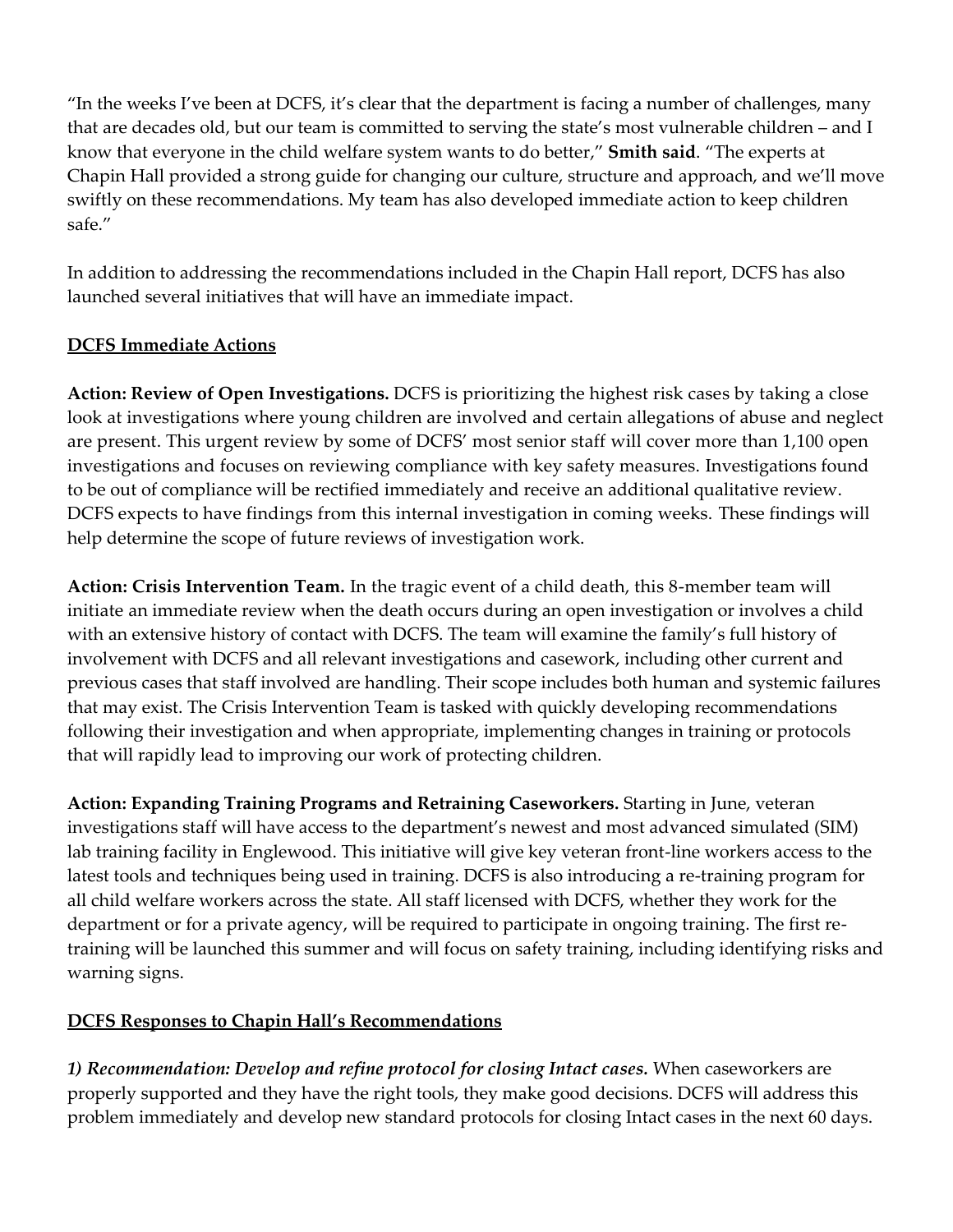"In the weeks I've been at DCFS, it's clear that the department is facing a number of challenges, many that are decades old, but our team is committed to serving the state's most vulnerable children – and I know that everyone in the child welfare system wants to do better," **Smith said**. "The experts at Chapin Hall provided a strong guide for changing our culture, structure and approach, and we'll move swiftly on these recommendations. My team has also developed immediate action to keep children safe."

In addition to addressing the recommendations included in the Chapin Hall report, DCFS has also launched several initiatives that will have an immediate impact.

## DCFS Immediate Actions

**Action: Review of Open Investigations.** DCFS is prioritizing the highest risk cases by taking a close look at investigations where young children are involved and certain allegations of abuse and neglect are present. This urgent review by some of DCFS' most senior staff will cover more than 1,100 open investigations and focuses on reviewing compliance with key safety measures. Investigations found to be out of compliance will be rectified immediately and receive an additional qualitative review. DCFS expects to have findings from this internal investigation in coming weeks. These findings will help determine the scope of future reviews of investigation work.

**Action: Crisis Intervention Team.** In the tragic event of a child death, this 8-member team will initiate an immediate review when the death occurs during an open investigation or involves a child with an extensive history of contact with DCFS. The team will examine the family's full history of involvement with DCFS and all relevant investigations and casework, including other current and previous cases that staff involved are handling. Their scope includes both human and systemic failures that may exist. The Crisis Intervention Team is tasked with quickly developing recommendations following their investigation and when appropriate, implementing changes in training or protocols that will rapidly lead to improving our work of protecting children.

**Action: Expanding Training Programs and Retraining Caseworkers.** Starting in June, veteran investigations staff will have access to the department's newest and most advanced simulated (SIM) lab training facility in Englewood. This initiative will give key veteran front-line workers access to the latest tools and techniques being used in training. DCFS is also introducing a re-training program for all child welfare workers across the state. All staff licensed with DCFS, whether they work for the department or for a private agency, will be required to participate in ongoing training. The first re-training will be launched this summer and will focus on safety training, including identifying risks and warning signs.

## DCFS Responses to Chapin Hall's Recommendations

***1) Recommendation: Develop and refine protocol for closing Intact cases.*** When caseworkers are properly supported and they have the right tools, they make good decisions. DCFS will address this problem immediately and develop new standard protocols for closing Intact cases in the next 60 days.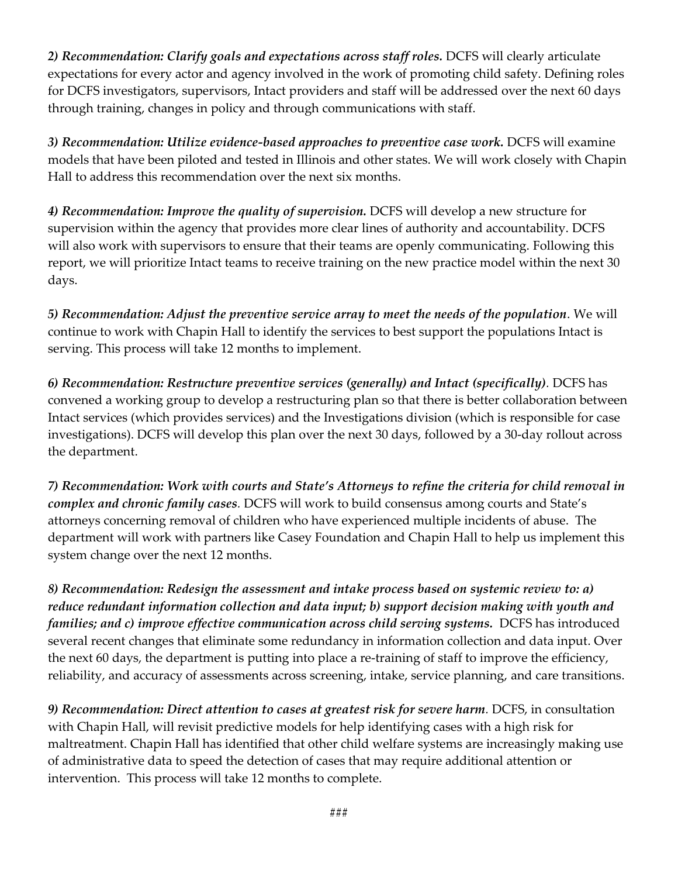***2) Recommendation: Clarify goals and expectations across staff roles.*** DCFS will clearly articulate expectations for every actor and agency involved in the work of promoting child safety. Defining roles for DCFS investigators, supervisors, Intact providers and staff will be addressed over the next 60 days through training, changes in policy and through communications with staff.

***3) Recommendation: Utilize evidence-based approaches to preventive case work.*** DCFS will examine models that have been piloted and tested in Illinois and other states. We will work closely with Chapin Hall to address this recommendation over the next six months.

***4) Recommendation: Improve the quality of supervision.*** DCFS will develop a new structure for supervision within the agency that provides more clear lines of authority and accountability. DCFS will also work with supervisors to ensure that their teams are openly communicating. Following this report, we will prioritize Intact teams to receive training on the new practice model within the next 30 days.

***5) Recommendation: Adjust the preventive service array to meet the needs of the population***. We will continue to work with Chapin Hall to identify the services to best support the populations Intact is serving. This process will take 12 months to implement.

***6) Recommendation: Restructure preventive services (generally) and Intact (specifically)***. DCFS has convened a working group to develop a restructuring plan so that there is better collaboration between Intact services (which provides services) and the Investigations division (which is responsible for case investigations). DCFS will develop this plan over the next 30 days, followed by a 30-day rollout across the department.

***7) Recommendation: Work with courts and State's Attorneys to refine the criteria for child removal in complex and chronic family cases***. DCFS will work to build consensus among courts and State's attorneys concerning removal of children who have experienced multiple incidents of abuse. The department will work with partners like Casey Foundation and Chapin Hall to help us implement this system change over the next 12 months.

***8) Recommendation: Redesign the assessment and intake process based on systemic review to: a) reduce redundant information collection and data input; b) support decision making with youth and families; and c) improve effective communication across child serving systems.*** DCFS has introduced several recent changes that eliminate some redundancy in information collection and data input. Over the next 60 days, the department is putting into place a re-training of staff to improve the efficiency, reliability, and accuracy of assessments across screening, intake, service planning, and care transitions.

***9) Recommendation: Direct attention to cases at greatest risk for severe harm***. DCFS, in consultation with Chapin Hall, will revisit predictive models for help identifying cases with a high risk for maltreatment. Chapin Hall has identified that other child welfare systems are increasingly making use of administrative data to speed the detection of cases that may require additional attention or intervention. This process will take 12 months to complete.

###